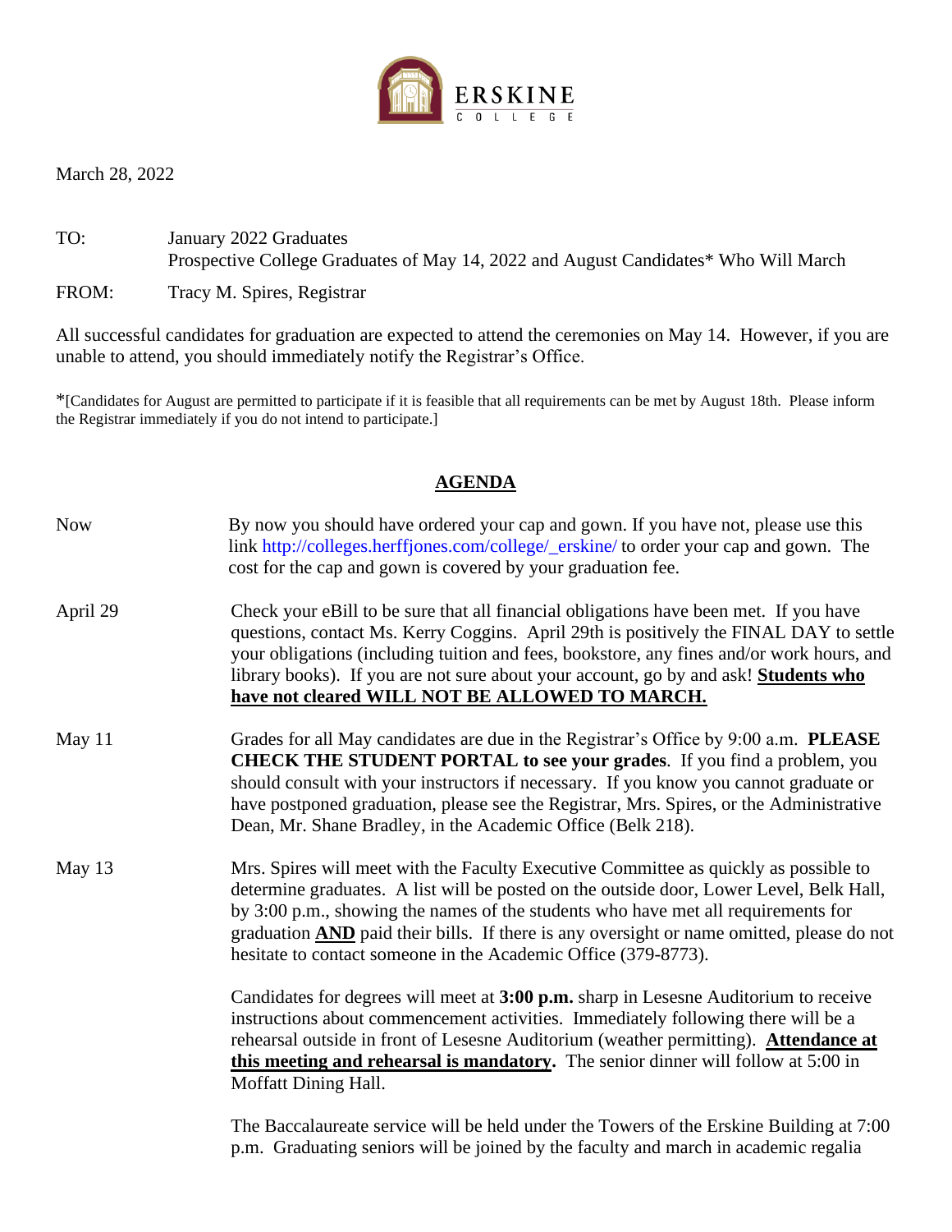ERSKINE COLLEGE

March 28, 2022

TO: January 2022 Graduates
Prospective College Graduates of May 14, 2022 and August Candidates* Who Will March

FROM: Tracy M. Spires, Registrar

All successful candidates for graduation are expected to attend the ceremonies on May 14. However, if you are unable to attend, you should immediately notify the Registrar's Office.

*[Candidates for August are permitted to participate if it is feasible that all requirements can be met by August 18th. Please inform the Registrar immediately if you do not intend to participate.]

## AGENDA

**Now**

By now you should have ordered your cap and gown. If you have not, please use this link http://colleges.herffjones.com/college/_erskine/ to order your cap and gown. The cost for the cap and gown is covered by your graduation fee.

**April 29**

Check your eBill to be sure that all financial obligations have been met. If you have questions, contact Ms. Kerry Coggins. April 29th is positively the FINAL DAY to settle your obligations (including tuition and fees, bookstore, any fines and/or work hours, and library books). If you are not sure about your account, go by and ask! **Students who have not cleared WILL NOT BE ALLOWED TO MARCH.**

**May 11**

Grades for all May candidates are due in the Registrar's Office by 9:00 a.m. **PLEASE CHECK THE STUDENT PORTAL to see your grades**. If you find a problem, you should consult with your instructors if necessary. If you know you cannot graduate or have postponed graduation, please see the Registrar, Mrs. Spires, or the Administrative Dean, Mr. Shane Bradley, in the Academic Office (Belk 218).

**May 13**

Mrs. Spires will meet with the Faculty Executive Committee as quickly as possible to determine graduates. A list will be posted on the outside door, Lower Level, Belk Hall, by 3:00 p.m., showing the names of the students who have met all requirements for graduation **AND** paid their bills. If there is any oversight or name omitted, please do not hesitate to contact someone in the Academic Office (379-8773).

Candidates for degrees will meet at **3:00 p.m.** sharp in Lesesne Auditorium to receive instructions about commencement activities. Immediately following there will be a rehearsal outside in front of Lesesne Auditorium (weather permitting). **Attendance at this meeting and rehearsal is mandatory.** The senior dinner will follow at 5:00 in Moffatt Dining Hall.

The Baccalaureate service will be held under the Towers of the Erskine Building at 7:00 p.m. Graduating seniors will be joined by the faculty and march in academic regalia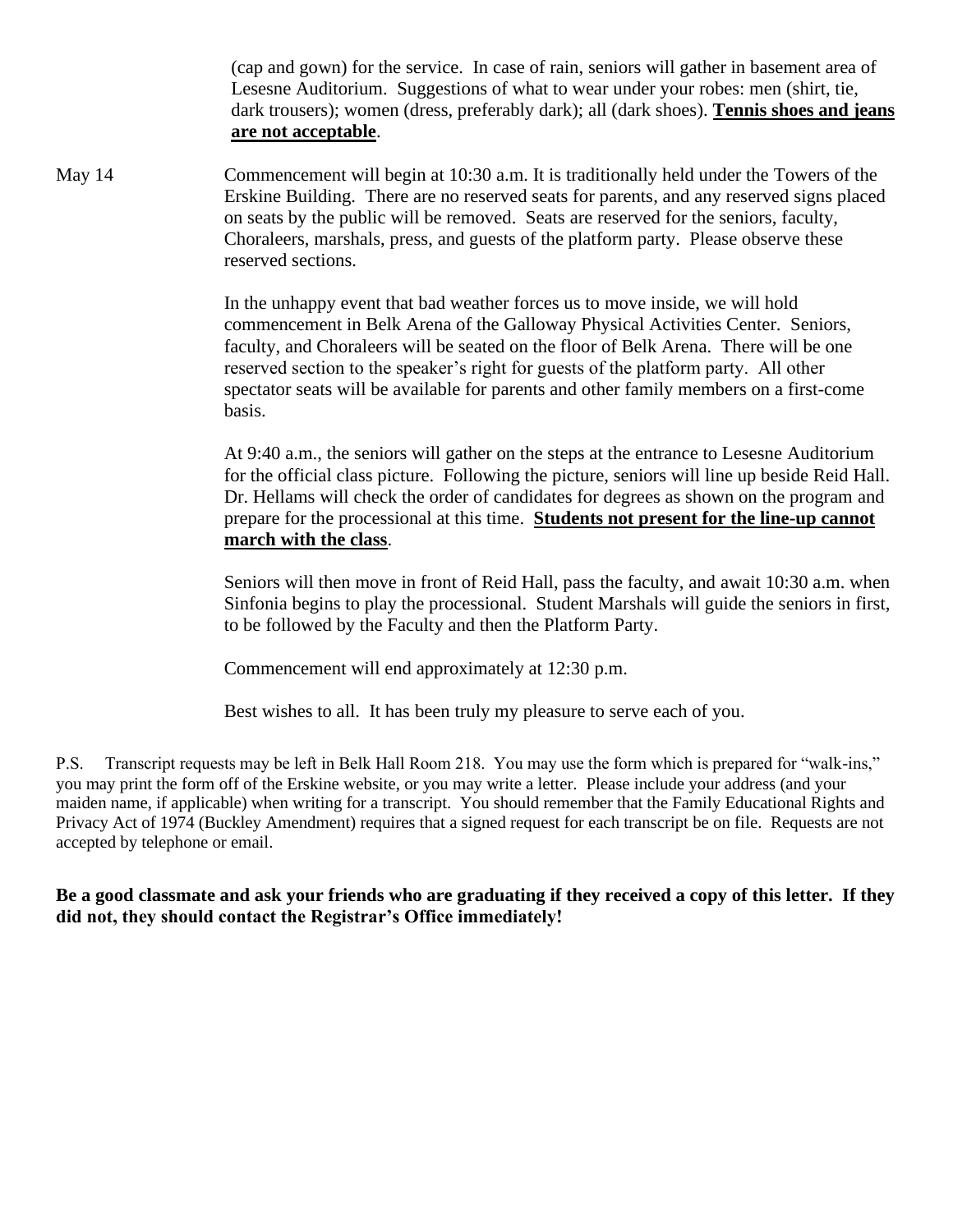(cap and gown) for the service. In case of rain, seniors will gather in basement area of Lesesne Auditorium. Suggestions of what to wear under your robes: men (shirt, tie, dark trousers); women (dress, preferably dark); all (dark shoes). **<u>Tennis shoes and jeans are not acceptable</u>**.

May 14 Commencement will begin at 10:30 a.m. It is traditionally held under the Towers of the Erskine Building. There are no reserved seats for parents, and any reserved signs placed on seats by the public will be removed. Seats are reserved for the seniors, faculty, Choraleers, marshals, press, and guests of the platform party. Please observe these reserved sections.

In the unhappy event that bad weather forces us to move inside, we will hold commencement in Belk Arena of the Galloway Physical Activities Center. Seniors, faculty, and Choraleers will be seated on the floor of Belk Arena. There will be one reserved section to the speaker's right for guests of the platform party. All other spectator seats will be available for parents and other family members on a first-come basis.

At 9:40 a.m., the seniors will gather on the steps at the entrance to Lesesne Auditorium for the official class picture. Following the picture, seniors will line up beside Reid Hall. Dr. Hellams will check the order of candidates for degrees as shown on the program and prepare for the processional at this time. **<u>Students not present for the line-up cannot march with the class</u>**.

Seniors will then move in front of Reid Hall, pass the faculty, and await 10:30 a.m. when Sinfonia begins to play the processional. Student Marshals will guide the seniors in first, to be followed by the Faculty and then the Platform Party.

Commencement will end approximately at 12:30 p.m.

Best wishes to all. It has been truly my pleasure to serve each of you.

P.S. Transcript requests may be left in Belk Hall Room 218. You may use the form which is prepared for "walk-ins," you may print the form off of the Erskine website, or you may write a letter. Please include your address (and your maiden name, if applicable) when writing for a transcript. You should remember that the Family Educational Rights and Privacy Act of 1974 (Buckley Amendment) requires that a signed request for each transcript be on file. Requests are not accepted by telephone or email.

**Be a good classmate and ask your friends who are graduating if they received a copy of this letter. If they did not, they should contact the Registrar's Office immediately!**